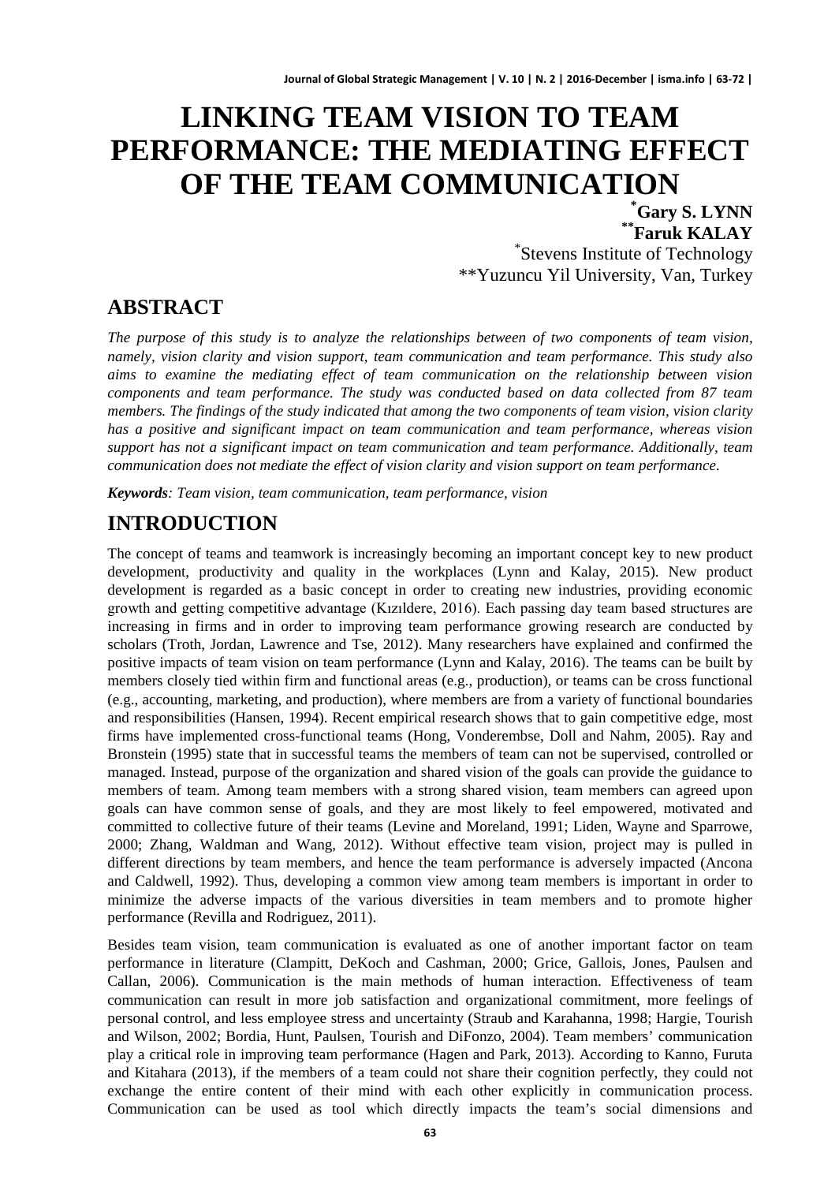# LINKING TEAM VISION TO TEAM PERFORMANCE: THE MEDIATING EFFECT OF THE TEAM COMMUNICATION

**[*]Gary S. LYNN**
**[**]Faruk KALAY**

[*]Stevens Institute of Technology
**Yuzuncu Yil University, Van, Turkey

## ABSTRACT

*The purpose of this study is to analyze the relationships between of two components of team vision, namely, vision clarity and vision support, team communication and team performance. This study also aims to examine the mediating effect of team communication on the relationship between vision components and team performance. The study was conducted based on data collected from 87 team members. The findings of the study indicated that among the two components of team vision, vision clarity has a positive and significant impact on team communication and team performance, whereas vision support has not a significant impact on team communication and team performance. Additionally, team communication does not mediate the effect of vision clarity and vision support on team performance.*

***Keywords**: Team vision, team communication, team performance, vision*

## INTRODUCTION

The concept of teams and teamwork is increasingly becoming an important concept key to new product development, productivity and quality in the workplaces (Lynn and Kalay, 2015). New product development is regarded as a basic concept in order to creating new industries, providing economic growth and getting competitive advantage (Kızıldere, 2016). Each passing day team based structures are increasing in firms and in order to improving team performance growing research are conducted by scholars (Troth, Jordan, Lawrence and Tse, 2012). Many researchers have explained and confirmed the positive impacts of team vision on team performance (Lynn and Kalay, 2016). The teams can be built by members closely tied within firm and functional areas (e.g., production), or teams can be cross functional (e.g., accounting, marketing, and production), where members are from a variety of functional boundaries and responsibilities (Hansen, 1994). Recent empirical research shows that to gain competitive edge, most firms have implemented cross-functional teams (Hong, Vonderembse, Doll and Nahm, 2005). Ray and Bronstein (1995) state that in successful teams the members of team can not be supervised, controlled or managed. Instead, purpose of the organization and shared vision of the goals can provide the guidance to members of team. Among team members with a strong shared vision, team members can agreed upon goals can have common sense of goals, and they are most likely to feel empowered, motivated and committed to collective future of their teams (Levine and Moreland, 1991; Liden, Wayne and Sparrowe, 2000; Zhang, Waldman and Wang, 2012). Without effective team vision, project may is pulled in different directions by team members, and hence the team performance is adversely impacted (Ancona and Caldwell, 1992). Thus, developing a common view among team members is important in order to minimize the adverse impacts of the various diversities in team members and to promote higher performance (Revilla and Rodriguez, 2011).

Besides team vision, team communication is evaluated as one of another important factor on team performance in literature (Clampitt, DeKoch and Cashman, 2000; Grice, Gallois, Jones, Paulsen and Callan, 2006). Communication is the main methods of human interaction. Effectiveness of team communication can result in more job satisfaction and organizational commitment, more feelings of personal control, and less employee stress and uncertainty (Straub and Karahanna, 1998; Hargie, Tourish and Wilson, 2002; Bordia, Hunt, Paulsen, Tourish and DiFonzo, 2004). Team members' communication play a critical role in improving team performance (Hagen and Park, 2013). According to Kanno, Furuta and Kitahara (2013), if the members of a team could not share their cognition perfectly, they could not exchange the entire content of their mind with each other explicitly in communication process. Communication can be used as tool which directly impacts the team's social dimensions and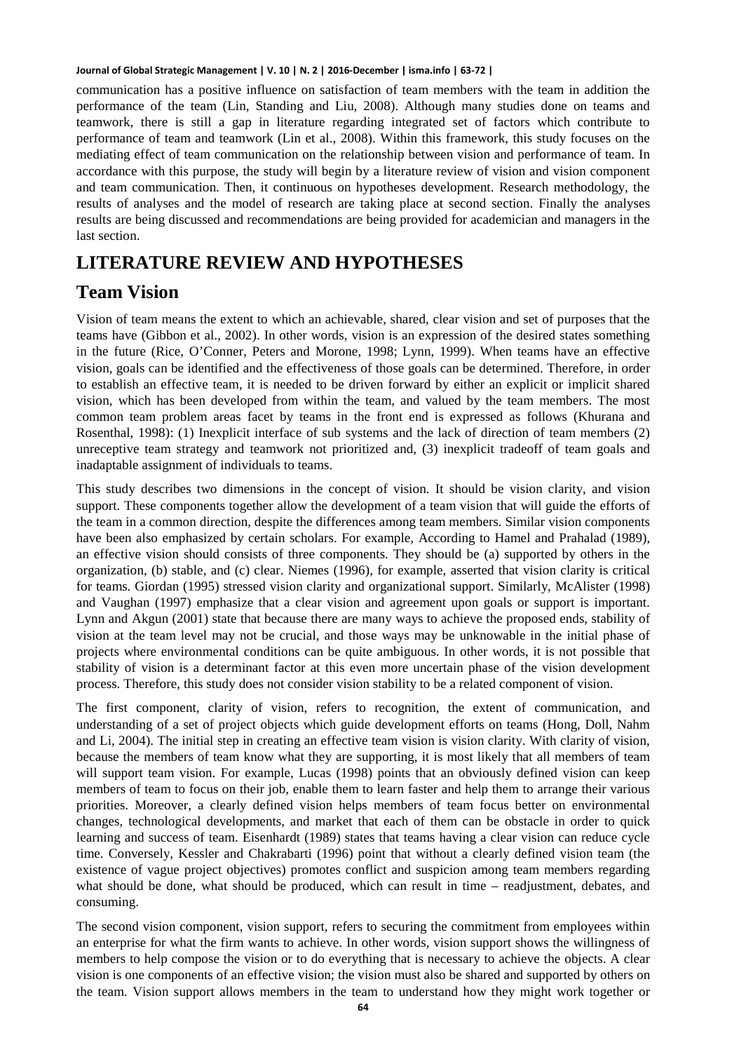communication has a positive influence on satisfaction of team members with the team in addition the performance of the team (Lin, Standing and Liu, 2008). Although many studies done on teams and teamwork, there is still a gap in literature regarding integrated set of factors which contribute to performance of team and teamwork (Lin et al., 2008). Within this framework, this study focuses on the mediating effect of team communication on the relationship between vision and performance of team. In accordance with this purpose, the study will begin by a literature review of vision and vision component and team communication. Then, it continuous on hypotheses development. Research methodology, the results of analyses and the model of research are taking place at second section. Finally the analyses results are being discussed and recommendations are being provided for academician and managers in the last section.

# LITERATURE REVIEW AND HYPOTHESES

## Team Vision

Vision of team means the extent to which an achievable, shared, clear vision and set of purposes that the teams have (Gibbon et al., 2002). In other words, vision is an expression of the desired states something in the future (Rice, O'Conner, Peters and Morone, 1998; Lynn, 1999). When teams have an effective vision, goals can be identified and the effectiveness of those goals can be determined. Therefore, in order to establish an effective team, it is needed to be driven forward by either an explicit or implicit shared vision, which has been developed from within the team, and valued by the team members. The most common team problem areas facet by teams in the front end is expressed as follows (Khurana and Rosenthal, 1998): (1) Inexplicit interface of sub systems and the lack of direction of team members (2) unreceptive team strategy and teamwork not prioritized and, (3) inexplicit tradeoff of team goals and inadaptable assignment of individuals to teams.

This study describes two dimensions in the concept of vision. It should be vision clarity, and vision support. These components together allow the development of a team vision that will guide the efforts of the team in a common direction, despite the differences among team members. Similar vision components have been also emphasized by certain scholars. For example, According to Hamel and Prahalad (1989), an effective vision should consists of three components. They should be (a) supported by others in the organization, (b) stable, and (c) clear. Niemes (1996), for example, asserted that vision clarity is critical for teams. Giordan (1995) stressed vision clarity and organizational support. Similarly, McAlister (1998) and Vaughan (1997) emphasize that a clear vision and agreement upon goals or support is important. Lynn and Akgun (2001) state that because there are many ways to achieve the proposed ends, stability of vision at the team level may not be crucial, and those ways may be unknowable in the initial phase of projects where environmental conditions can be quite ambiguous. In other words, it is not possible that stability of vision is a determinant factor at this even more uncertain phase of the vision development process. Therefore, this study does not consider vision stability to be a related component of vision.

The first component, clarity of vision, refers to recognition, the extent of communication, and understanding of a set of project objects which guide development efforts on teams (Hong, Doll, Nahm and Li, 2004). The initial step in creating an effective team vision is vision clarity. With clarity of vision, because the members of team know what they are supporting, it is most likely that all members of team will support team vision. For example, Lucas (1998) points that an obviously defined vision can keep members of team to focus on their job, enable them to learn faster and help them to arrange their various priorities. Moreover, a clearly defined vision helps members of team focus better on environmental changes, technological developments, and market that each of them can be obstacle in order to quick learning and success of team. Eisenhardt (1989) states that teams having a clear vision can reduce cycle time. Conversely, Kessler and Chakrabarti (1996) point that without a clearly defined vision team (the existence of vague project objectives) promotes conflict and suspicion among team members regarding what should be done, what should be produced, which can result in time – readjustment, debates, and consuming.

The second vision component, vision support, refers to securing the commitment from employees within an enterprise for what the firm wants to achieve. In other words, vision support shows the willingness of members to help compose the vision or to do everything that is necessary to achieve the objects. A clear vision is one components of an effective vision; the vision must also be shared and supported by others on the team. Vision support allows members in the team to understand how they might work together or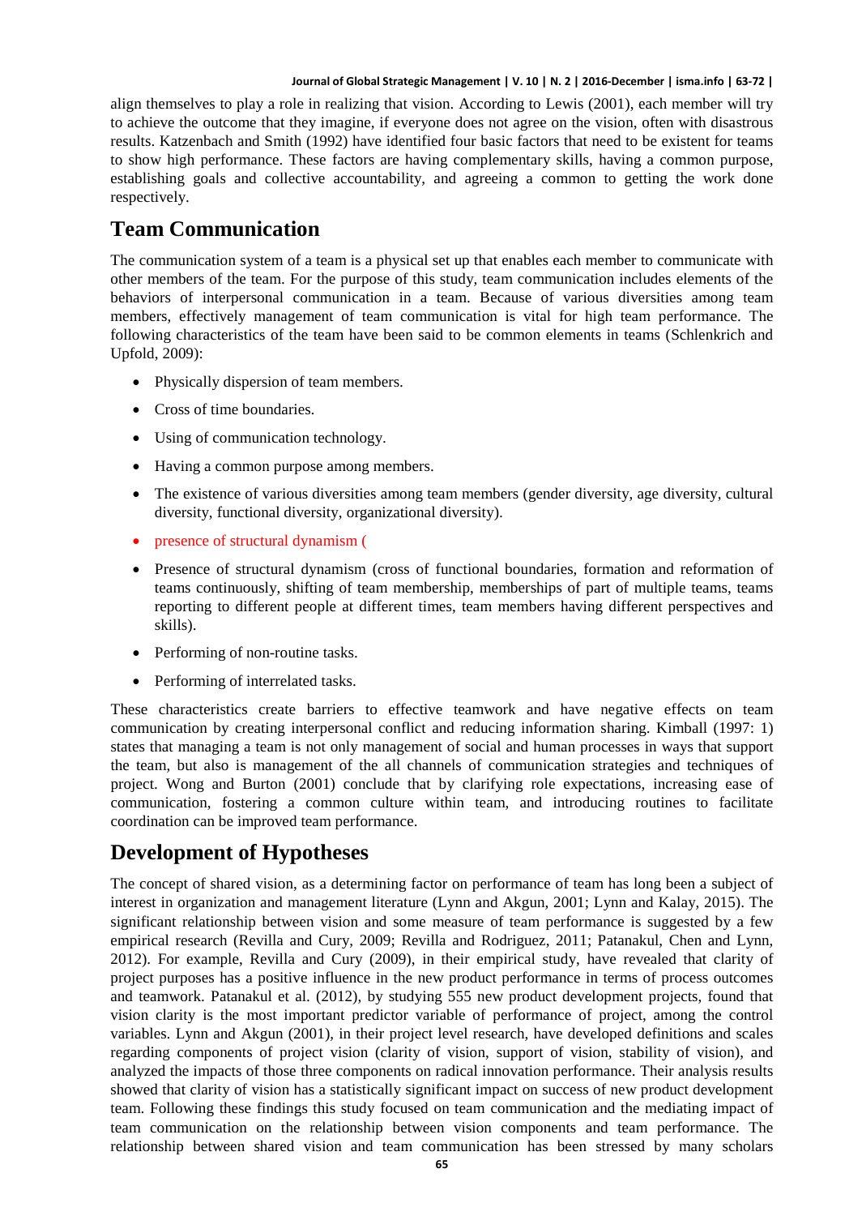align themselves to play a role in realizing that vision. According to Lewis (2001), each member will try to achieve the outcome that they imagine, if everyone does not agree on the vision, often with disastrous results. Katzenbach and Smith (1992) have identified four basic factors that need to be existent for teams to show high performance. These factors are having complementary skills, having a common purpose, establishing goals and collective accountability, and agreeing a common to getting the work done respectively.

## Team Communication

The communication system of a team is a physical set up that enables each member to communicate with other members of the team. For the purpose of this study, team communication includes elements of the behaviors of interpersonal communication in a team. Because of various diversities among team members, effectively management of team communication is vital for high team performance. The following characteristics of the team have been said to be common elements in teams (Schlenkrich and Upfold, 2009):

- Physically dispersion of team members.
- Cross of time boundaries.
- Using of communication technology.
- Having a common purpose among members.
- The existence of various diversities among team members (gender diversity, age diversity, cultural diversity, functional diversity, organizational diversity).
- presence of structural dynamism (
- Presence of structural dynamism (cross of functional boundaries, formation and reformation of teams continuously, shifting of team membership, memberships of part of multiple teams, teams reporting to different people at different times, team members having different perspectives and skills).
- Performing of non-routine tasks.
- Performing of interrelated tasks.

These characteristics create barriers to effective teamwork and have negative effects on team communication by creating interpersonal conflict and reducing information sharing. Kimball (1997: 1) states that managing a team is not only management of social and human processes in ways that support the team, but also is management of the all channels of communication strategies and techniques of project. Wong and Burton (2001) conclude that by clarifying role expectations, increasing ease of communication, fostering a common culture within team, and introducing routines to facilitate coordination can be improved team performance.

## Development of Hypotheses

The concept of shared vision, as a determining factor on performance of team has long been a subject of interest in organization and management literature (Lynn and Akgun, 2001; Lynn and Kalay, 2015). The significant relationship between vision and some measure of team performance is suggested by a few empirical research (Revilla and Cury, 2009; Revilla and Rodriguez, 2011; Patanakul, Chen and Lynn, 2012). For example, Revilla and Cury (2009), in their empirical study, have revealed that clarity of project purposes has a positive influence in the new product performance in terms of process outcomes and teamwork. Patanakul et al. (2012), by studying 555 new product development projects, found that vision clarity is the most important predictor variable of performance of project, among the control variables. Lynn and Akgun (2001), in their project level research, have developed definitions and scales regarding components of project vision (clarity of vision, support of vision, stability of vision), and analyzed the impacts of those three components on radical innovation performance. Their analysis results showed that clarity of vision has a statistically significant impact on success of new product development team. Following these findings this study focused on team communication and the mediating impact of team communication on the relationship between vision components and team performance. The relationship between shared vision and team communication has been stressed by many scholars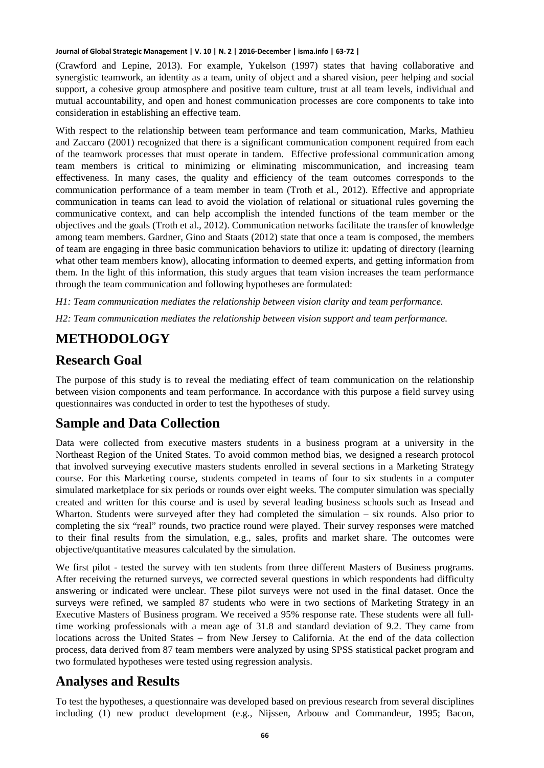(Crawford and Lepine, 2013). For example, Yukelson (1997) states that having collaborative and synergistic teamwork, an identity as a team, unity of object and a shared vision, peer helping and social support, a cohesive group atmosphere and positive team culture, trust at all team levels, individual and mutual accountability, and open and honest communication processes are core components to take into consideration in establishing an effective team.

With respect to the relationship between team performance and team communication, Marks, Mathieu and Zaccaro (2001) recognized that there is a significant communication component required from each of the teamwork processes that must operate in tandem. Effective professional communication among team members is critical to minimizing or eliminating miscommunication, and increasing team effectiveness. In many cases, the quality and efficiency of the team outcomes corresponds to the communication performance of a team member in team (Troth et al., 2012). Effective and appropriate communication in teams can lead to avoid the violation of relational or situational rules governing the communicative context, and can help accomplish the intended functions of the team member or the objectives and the goals (Troth et al., 2012). Communication networks facilitate the transfer of knowledge among team members. Gardner, Gino and Staats (2012) state that once a team is composed, the members of team are engaging in three basic communication behaviors to utilize it: updating of directory (learning what other team members know), allocating information to deemed experts, and getting information from them. In the light of this information, this study argues that team vision increases the team performance through the team communication and following hypotheses are formulated:

*H1: Team communication mediates the relationship between vision clarity and team performance.*

*H2: Team communication mediates the relationship between vision support and team performance.*

# METHODOLOGY

## Research Goal

The purpose of this study is to reveal the mediating effect of team communication on the relationship between vision components and team performance. In accordance with this purpose a field survey using questionnaires was conducted in order to test the hypotheses of study.

## Sample and Data Collection

Data were collected from executive masters students in a business program at a university in the Northeast Region of the United States. To avoid common method bias, we designed a research protocol that involved surveying executive masters students enrolled in several sections in a Marketing Strategy course. For this Marketing course, students competed in teams of four to six students in a computer simulated marketplace for six periods or rounds over eight weeks. The computer simulation was specially created and written for this course and is used by several leading business schools such as Insead and Wharton. Students were surveyed after they had completed the simulation – six rounds. Also prior to completing the six "real" rounds, two practice round were played. Their survey responses were matched to their final results from the simulation, e.g., sales, profits and market share. The outcomes were objective/quantitative measures calculated by the simulation.

We first pilot - tested the survey with ten students from three different Masters of Business programs. After receiving the returned surveys, we corrected several questions in which respondents had difficulty answering or indicated were unclear. These pilot surveys were not used in the final dataset. Once the surveys were refined, we sampled 87 students who were in two sections of Marketing Strategy in an Executive Masters of Business program. We received a 95% response rate. These students were all full-time working professionals with a mean age of 31.8 and standard deviation of 9.2. They came from locations across the United States – from New Jersey to California. At the end of the data collection process, data derived from 87 team members were analyzed by using SPSS statistical packet program and two formulated hypotheses were tested using regression analysis.

## Analyses and Results

To test the hypotheses, a questionnaire was developed based on previous research from several disciplines including (1) new product development (e.g., Nijssen, Arbouw and Commandeur, 1995; Bacon,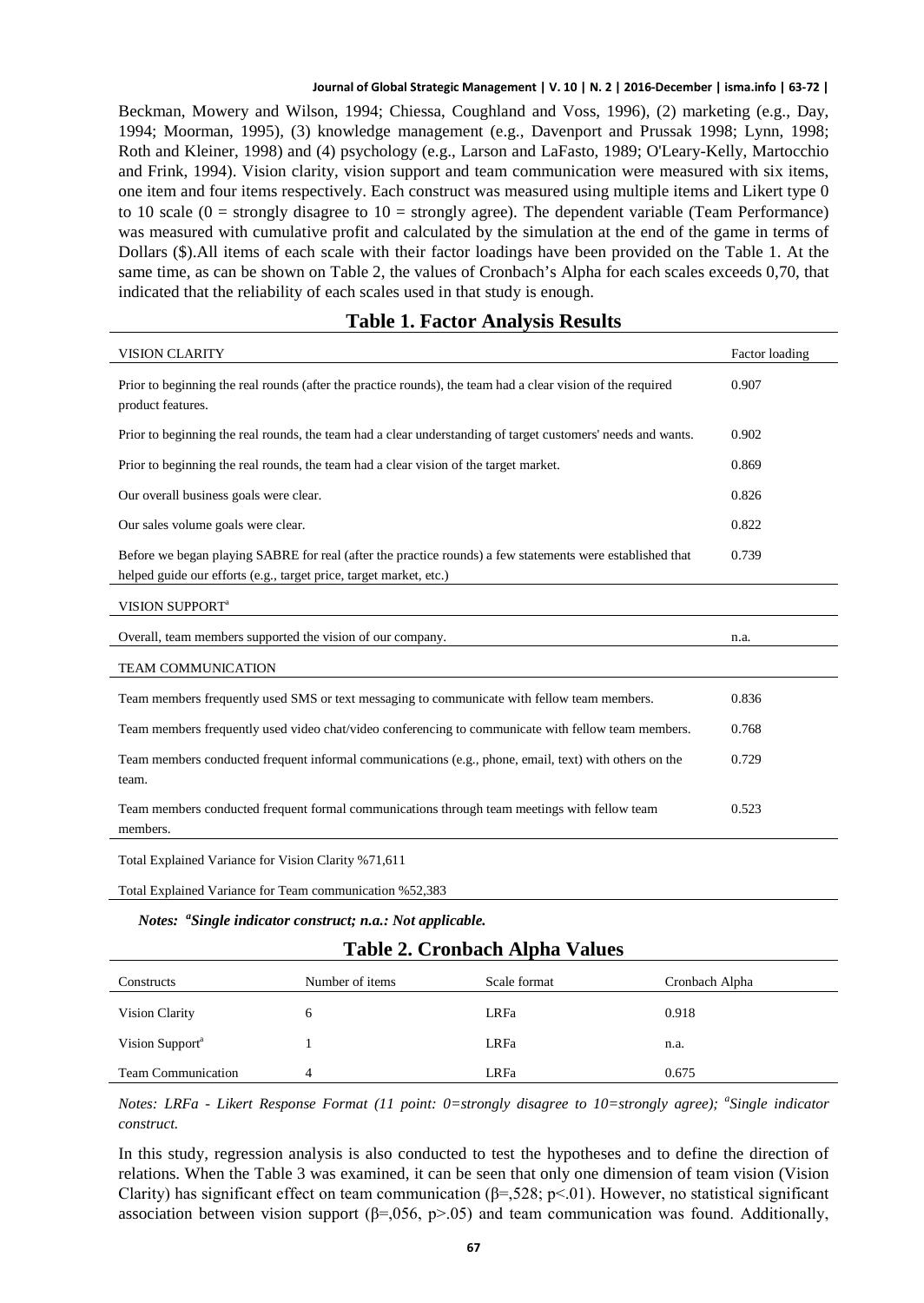Beckman, Mowery and Wilson, 1994; Chiessa, Coughland and Voss, 1996), (2) marketing (e.g., Day, 1994; Moorman, 1995), (3) knowledge management (e.g., Davenport and Prussak 1998; Lynn, 1998; Roth and Kleiner, 1998) and (4) psychology (e.g., Larson and LaFasto, 1989; O'Leary-Kelly, Martocchio and Frink, 1994). Vision clarity, vision support and team communication were measured with six items, one item and four items respectively. Each construct was measured using multiple items and Likert type 0 to 10 scale (0 = strongly disagree to 10 = strongly agree). The dependent variable (Team Performance) was measured with cumulative profit and calculated by the simulation at the end of the game in terms of Dollars ($).All items of each scale with their factor loadings have been provided on the Table 1. At the same time, as can be shown on Table 2, the values of Cronbach's Alpha for each scales exceeds 0,70, that indicated that the reliability of each scales used in that study is enough.

## Table 1. Factor Analysis Results

| VISION CLARITY | Factor loading |
|---|---|
| Prior to beginning the real rounds (after the practice rounds), the team had a clear vision of the required product features. | 0.907 |
| Prior to beginning the real rounds, the team had a clear understanding of target customers' needs and wants. | 0.902 |
| Prior to beginning the real rounds, the team had a clear vision of the target market. | 0.869 |
| Our overall business goals were clear. | 0.826 |
| Our sales volume goals were clear. | 0.822 |
| Before we began playing SABRE for real (after the practice rounds) a few statements were established that helped guide our efforts (e.g., target price, target market, etc.) | 0.739 |
| VISION SUPPORT[a] | |
| Overall, team members supported the vision of our company. | n.a. |
| TEAM COMMUNICATION | |
| Team members frequently used SMS or text messaging to communicate with fellow team members. | 0.836 |
| Team members frequently used video chat/video conferencing to communicate with fellow team members. | 0.768 |
| Team members conducted frequent informal communications (e.g., phone, email, text) with others on the team. | 0.729 |
| Team members conducted frequent formal communications through team meetings with fellow team members. | 0.523 |
| Total Explained Variance for Vision Clarity %71,611 | |
| Total Explained Variance for Team communication %52,383 | |

*Notes: [a]Single indicator construct; n.a.: Not applicable.*

## Table 2. Cronbach Alpha Values

| Constructs | Number of items | Scale format | Cronbach Alpha |
|---|---|---|---|
| Vision Clarity | 6 | LRFa | 0.918 |
| Vision Support[a] | 1 | LRFa | n.a. |
| Team Communication | 4 | LRFa | 0.675 |

*Notes: LRFa - Likert Response Format (11 point: 0=strongly disagree to 10=strongly agree); [a]Single indicator construct.*

In this study, regression analysis is also conducted to test the hypotheses and to define the direction of relations. When the Table 3 was examined, it can be seen that only one dimension of team vision (Vision Clarity) has significant effect on team communication ($\beta$=,528; $p<.01$). However, no statistical significant association between vision support ($\beta$=,056, $p>.05$) and team communication was found. Additionally,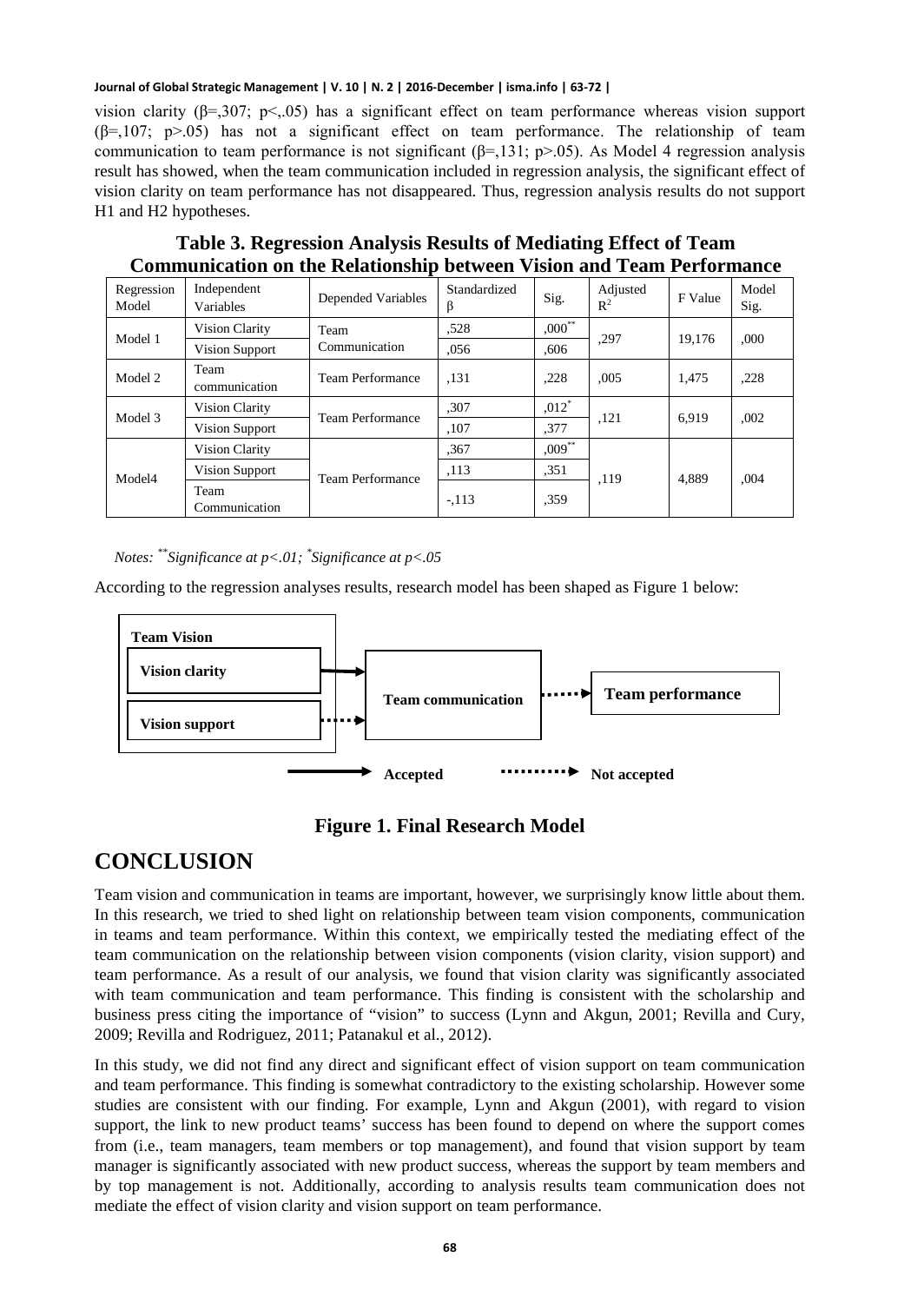vision clarity (β=,307; p<,.05) has a significant effect on team performance whereas vision support (β=,107; p>.05) has not a significant effect on team performance. The relationship of team communication to team performance is not significant (β=,131; p>.05). As Model 4 regression analysis result has showed, when the team communication included in regression analysis, the significant effect of vision clarity on team performance has not disappeared. Thus, regression analysis results do not support H1 and H2 hypotheses.

**Table 3. Regression Analysis Results of Mediating Effect of Team Communication on the Relationship between Vision and Team Performance**

| Regression Model | Independent Variables | Depended Variables | Standardized β | Sig. | Adjusted $R^2$ | F Value | Model Sig. |
|---|---|---|---|---|---|---|---|
| Model 1 | Vision Clarity | Team Communication | ,528 | ,000** | ,297 | 19,176 | ,000 |
| | Vision Support | | ,056 | ,606 | | | |
| Model 2 | Team communication | Team Performance | ,131 | ,228 | ,005 | 1,475 | ,228 |
| Model 3 | Vision Clarity | Team Performance | ,307 | ,012* | ,121 | 6,919 | ,002 |
| | Vision Support | | ,107 | ,377 | | | |
| Model4 | Vision Clarity | Team Performance | ,367 | ,009** | ,119 | 4,889 | ,004 |
| | Vision Support | | ,113 | ,351 | | | |
| | Team Communication | | -,113 | ,359 | | | |

*Notes: **Significance at p<.01; *Significance at p<.05*

According to the regression analyses results, research model has been shaped as Figure 1 below:

**Figure 1. Final Research Model**

# CONCLUSION

Team vision and communication in teams are important, however, we surprisingly know little about them. In this research, we tried to shed light on relationship between team vision components, communication in teams and team performance. Within this context, we empirically tested the mediating effect of the team communication on the relationship between vision components (vision clarity, vision support) and team performance. As a result of our analysis, we found that vision clarity was significantly associated with team communication and team performance. This finding is consistent with the scholarship and business press citing the importance of "vision" to success (Lynn and Akgun, 2001; Revilla and Cury, 2009; Revilla and Rodriguez, 2011; Patanakul et al., 2012).

In this study, we did not find any direct and significant effect of vision support on team communication and team performance. This finding is somewhat contradictory to the existing scholarship. However some studies are consistent with our finding. For example, Lynn and Akgun (2001), with regard to vision support, the link to new product teams' success has been found to depend on where the support comes from (i.e., team managers, team members or top management), and found that vision support by team manager is significantly associated with new product success, whereas the support by team members and by top management is not. Additionally, according to analysis results team communication does not mediate the effect of vision clarity and vision support on team performance.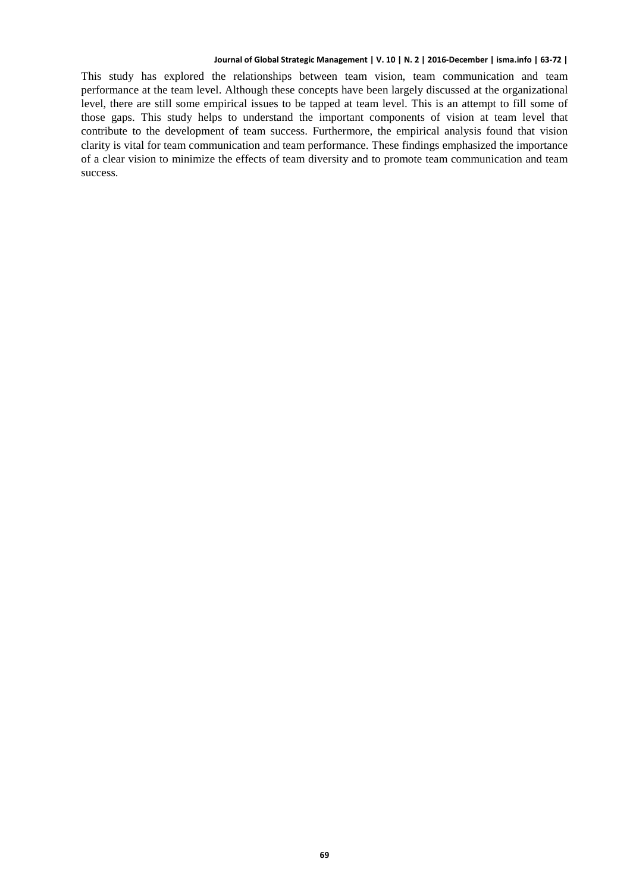This study has explored the relationships between team vision, team communication and team performance at the team level. Although these concepts have been largely discussed at the organizational level, there are still some empirical issues to be tapped at team level. This is an attempt to fill some of those gaps. This study helps to understand the important components of vision at team level that contribute to the development of team success. Furthermore, the empirical analysis found that vision clarity is vital for team communication and team performance. These findings emphasized the importance of a clear vision to minimize the effects of team diversity and to promote team communication and team success.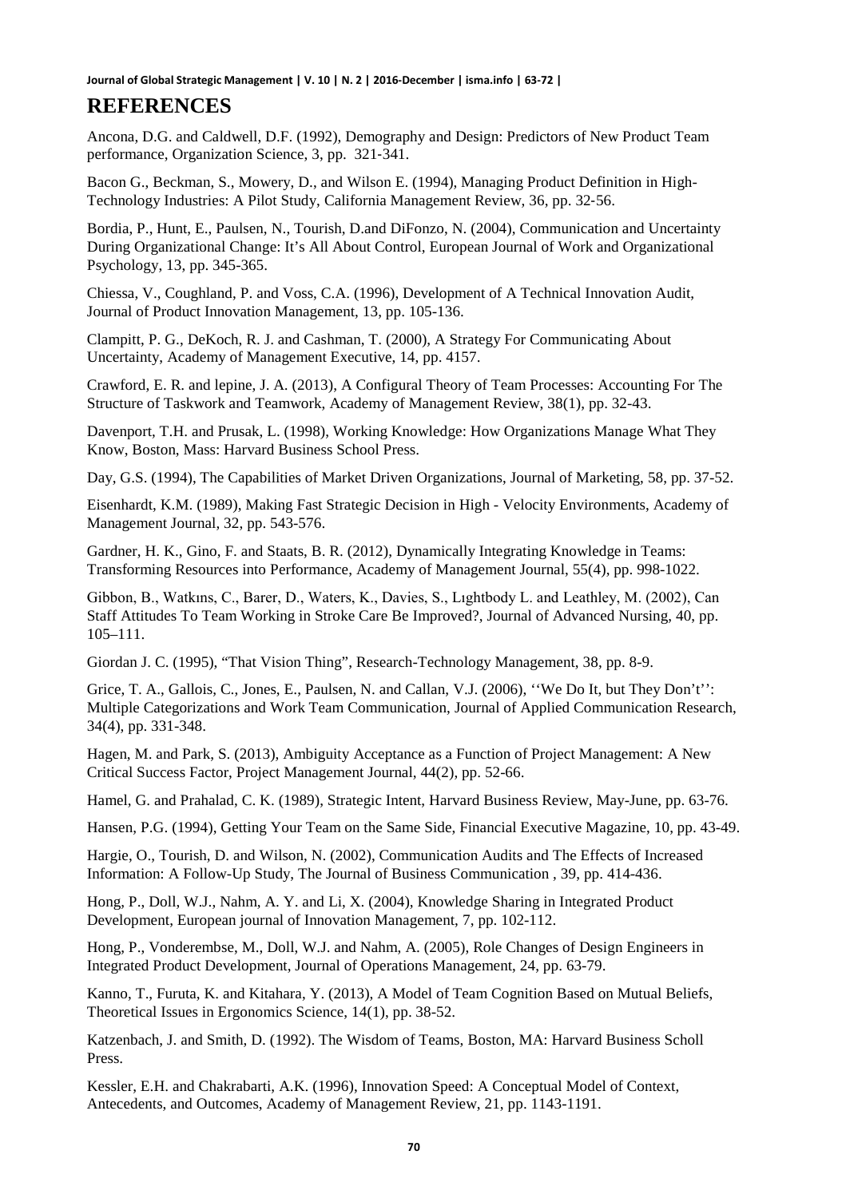# REFERENCES

Ancona, D.G. and Caldwell, D.F. (1992), Demography and Design: Predictors of New Product Team performance, Organization Science, 3, pp. 321-341.

Bacon G., Beckman, S., Mowery, D., and Wilson E. (1994), Managing Product Definition in High-Technology Industries: A Pilot Study, California Management Review, 36, pp. 32-56.

Bordia, P., Hunt, E., Paulsen, N., Tourish, D.and DiFonzo, N. (2004), Communication and Uncertainty During Organizational Change: It's All About Control, European Journal of Work and Organizational Psychology, 13, pp. 345-365.

Chiessa, V., Coughland, P. and Voss, C.A. (1996), Development of A Technical Innovation Audit, Journal of Product Innovation Management, 13, pp. 105-136.

Clampitt, P. G., DeKoch, R. J. and Cashman, T. (2000), A Strategy For Communicating About Uncertainty, Academy of Management Executive, 14, pp. 4157.

Crawford, E. R. and lepine, J. A. (2013), A Configural Theory of Team Processes: Accounting For The Structure of Taskwork and Teamwork, Academy of Management Review, 38(1), pp. 32-43.

Davenport, T.H. and Prusak, L. (1998), Working Knowledge: How Organizations Manage What They Know, Boston, Mass: Harvard Business School Press.

Day, G.S. (1994), The Capabilities of Market Driven Organizations, Journal of Marketing, 58, pp. 37-52.

Eisenhardt, K.M. (1989), Making Fast Strategic Decision in High - Velocity Environments, Academy of Management Journal, 32, pp. 543-576.

Gardner, H. K., Gino, F. and Staats, B. R. (2012), Dynamically Integrating Knowledge in Teams: Transforming Resources into Performance, Academy of Management Journal, 55(4), pp. 998-1022.

Gibbon, B., Watkıns, C., Barer, D., Waters, K., Davies, S., Lıghtbody L. and Leathley, M. (2002), Can Staff Attitudes To Team Working in Stroke Care Be Improved?, Journal of Advanced Nursing, 40, pp. 105–111.

Giordan J. C. (1995), "That Vision Thing", Research-Technology Management, 38, pp. 8-9.

Grice, T. A., Gallois, C., Jones, E., Paulsen, N. and Callan, V.J. (2006), ''We Do It, but They Don't'': Multiple Categorizations and Work Team Communication, Journal of Applied Communication Research, 34(4), pp. 331-348.

Hagen, M. and Park, S. (2013), Ambiguity Acceptance as a Function of Project Management: A New Critical Success Factor, Project Management Journal, 44(2), pp. 52-66.

Hamel, G. and Prahalad, C. K. (1989), Strategic Intent, Harvard Business Review, May-June, pp. 63-76.

Hansen, P.G. (1994), Getting Your Team on the Same Side, Financial Executive Magazine, 10, pp. 43-49.

Hargie, O., Tourish, D. and Wilson, N. (2002), Communication Audits and The Effects of Increased Information: A Follow-Up Study, The Journal of Business Communication , 39, pp. 414-436.

Hong, P., Doll, W.J., Nahm, A. Y. and Li, X. (2004), Knowledge Sharing in Integrated Product Development, European journal of Innovation Management, 7, pp. 102-112.

Hong, P., Vonderembse, M., Doll, W.J. and Nahm, A. (2005), Role Changes of Design Engineers in Integrated Product Development, Journal of Operations Management, 24, pp. 63-79.

Kanno, T., Furuta, K. and Kitahara, Y. (2013), A Model of Team Cognition Based on Mutual Beliefs, Theoretical Issues in Ergonomics Science, 14(1), pp. 38-52.

Katzenbach, J. and Smith, D. (1992). The Wisdom of Teams, Boston, MA: Harvard Business Scholl Press.

Kessler, E.H. and Chakrabarti, A.K. (1996), Innovation Speed: A Conceptual Model of Context, Antecedents, and Outcomes, Academy of Management Review, 21, pp. 1143-1191.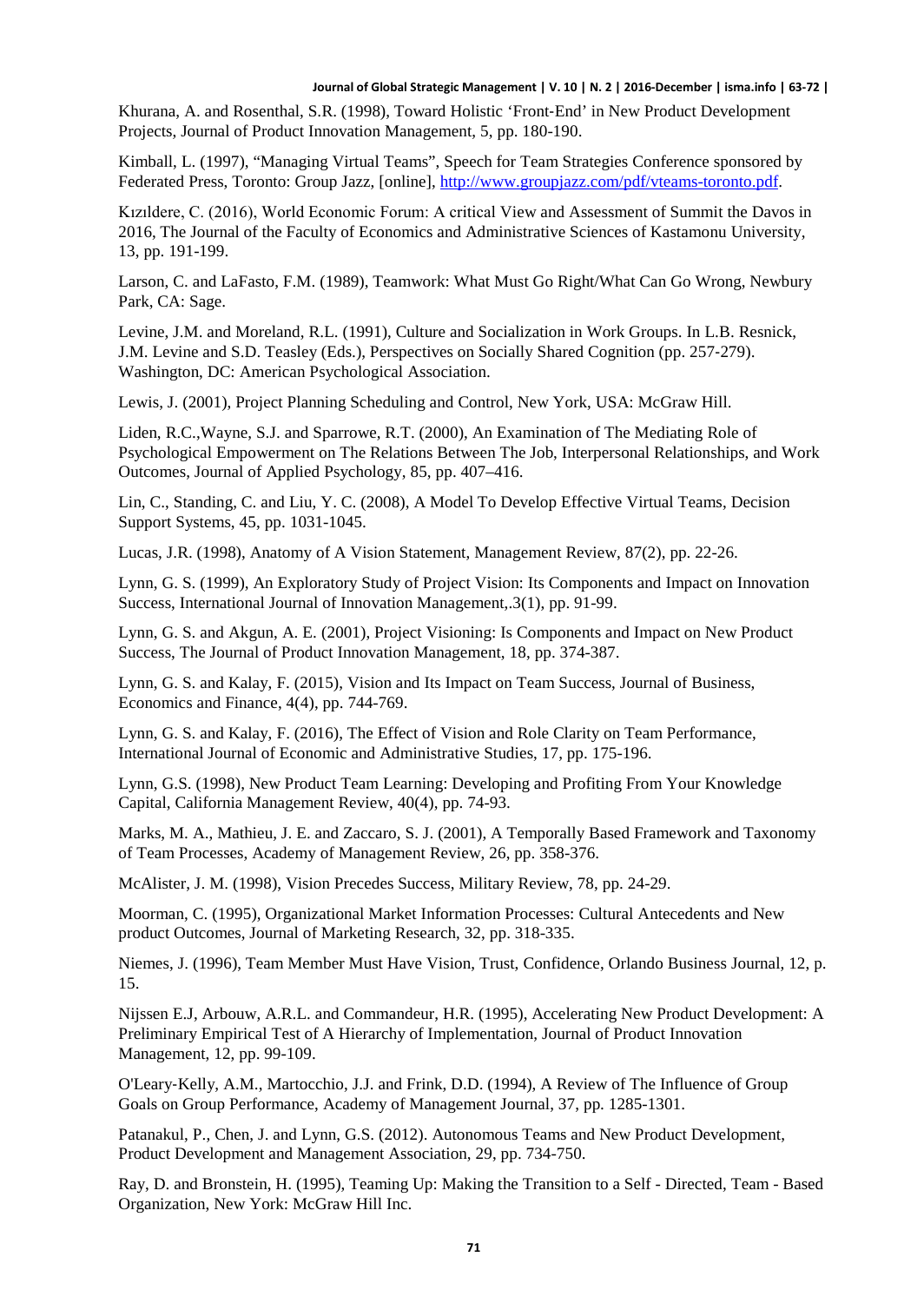Khurana, A. and Rosenthal, S.R. (1998), Toward Holistic 'Front-End' in New Product Development Projects, Journal of Product Innovation Management, 5, pp. 180-190.

Kimball, L. (1997), "Managing Virtual Teams", Speech for Team Strategies Conference sponsored by Federated Press, Toronto: Group Jazz, [online], http://www.groupjazz.com/pdf/vteams-toronto.pdf.

Kızıldere, C. (2016), World Economic Forum: A critical View and Assessment of Summit the Davos in 2016, The Journal of the Faculty of Economics and Administrative Sciences of Kastamonu University, 13, pp. 191-199.

Larson, C. and LaFasto, F.M. (1989), Teamwork: What Must Go Right/What Can Go Wrong, Newbury Park, CA: Sage.

Levine, J.M. and Moreland, R.L. (1991), Culture and Socialization in Work Groups. In L.B. Resnick, J.M. Levine and S.D. Teasley (Eds.), Perspectives on Socially Shared Cognition (pp. 257-279). Washington, DC: American Psychological Association.

Lewis, J. (2001), Project Planning Scheduling and Control, New York, USA: McGraw Hill.

Liden, R.C.,Wayne, S.J. and Sparrowe, R.T. (2000), An Examination of The Mediating Role of Psychological Empowerment on The Relations Between The Job, Interpersonal Relationships, and Work Outcomes, Journal of Applied Psychology, 85, pp. 407–416.

Lin, C., Standing, C. and Liu, Y. C. (2008), A Model To Develop Effective Virtual Teams, Decision Support Systems, 45, pp. 1031-1045.

Lucas, J.R. (1998), Anatomy of A Vision Statement, Management Review, 87(2), pp. 22-26.

Lynn, G. S. (1999), An Exploratory Study of Project Vision: Its Components and Impact on Innovation Success, International Journal of Innovation Management,.3(1), pp. 91-99.

Lynn, G. S. and Akgun, A. E. (2001), Project Visioning: Is Components and Impact on New Product Success, The Journal of Product Innovation Management, 18, pp. 374-387.

Lynn, G. S. and Kalay, F. (2015), Vision and Its Impact on Team Success, Journal of Business, Economics and Finance, 4(4), pp. 744-769.

Lynn, G. S. and Kalay, F. (2016), The Effect of Vision and Role Clarity on Team Performance, International Journal of Economic and Administrative Studies, 17, pp. 175-196.

Lynn, G.S. (1998), New Product Team Learning: Developing and Profiting From Your Knowledge Capital, California Management Review, 40(4), pp. 74-93.

Marks, M. A., Mathieu, J. E. and Zaccaro, S. J. (2001), A Temporally Based Framework and Taxonomy of Team Processes, Academy of Management Review, 26, pp. 358-376.

McAlister, J. M. (1998), Vision Precedes Success, Military Review, 78, pp. 24-29.

Moorman, C. (1995), Organizational Market Information Processes: Cultural Antecedents and New product Outcomes, Journal of Marketing Research, 32, pp. 318-335.

Niemes, J. (1996), Team Member Must Have Vision, Trust, Confidence, Orlando Business Journal, 12, p. 15.

Nijssen E.J, Arbouw, A.R.L. and Commandeur, H.R. (1995), Accelerating New Product Development: A Preliminary Empirical Test of A Hierarchy of Implementation, Journal of Product Innovation Management, 12, pp. 99-109.

O'Leary-Kelly, A.M., Martocchio, J.J. and Frink, D.D. (1994), A Review of The Influence of Group Goals on Group Performance, Academy of Management Journal, 37, pp. 1285-1301.

Patanakul, P., Chen, J. and Lynn, G.S. (2012). Autonomous Teams and New Product Development, Product Development and Management Association, 29, pp. 734-750.

Ray, D. and Bronstein, H. (1995), Teaming Up: Making the Transition to a Self - Directed, Team - Based Organization, New York: McGraw Hill Inc.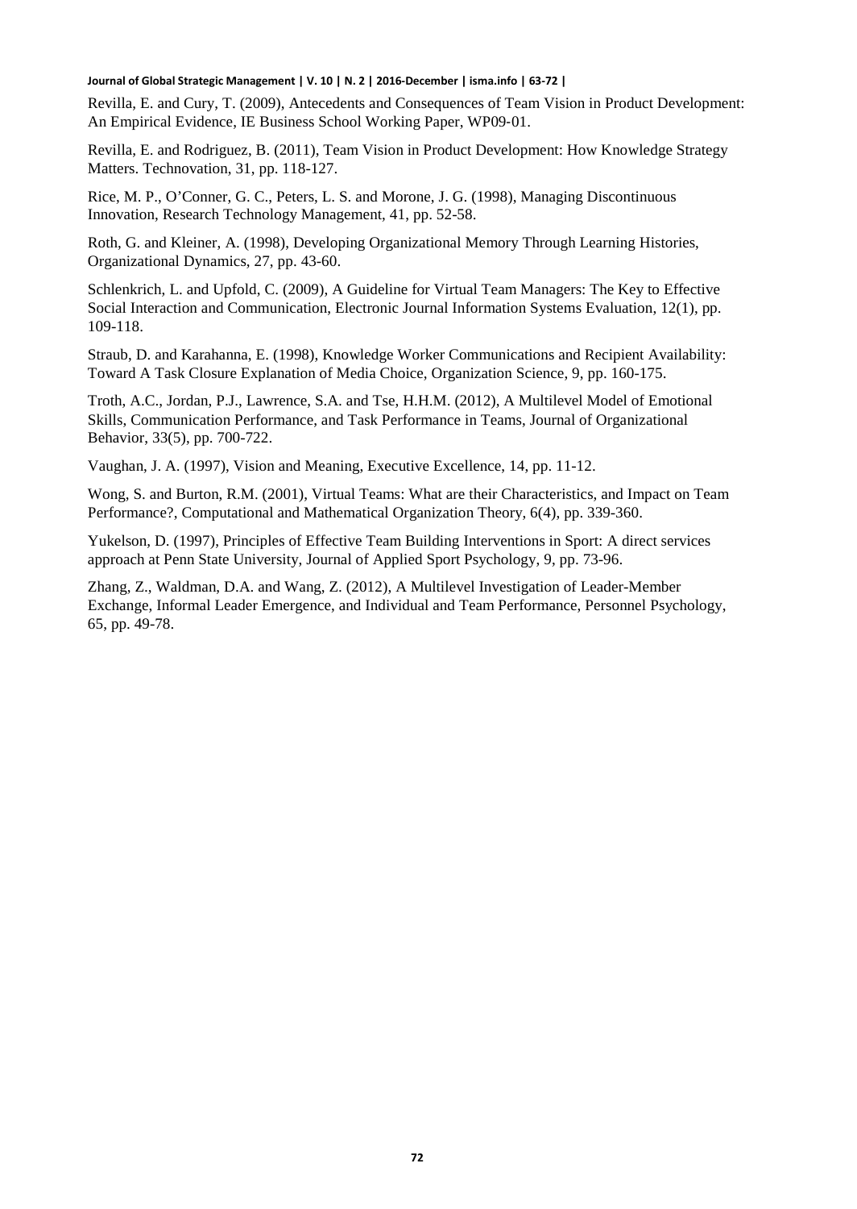Revilla, E. and Cury, T. (2009), Antecedents and Consequences of Team Vision in Product Development: An Empirical Evidence, IE Business School Working Paper, WP09-01.

Revilla, E. and Rodriguez, B. (2011), Team Vision in Product Development: How Knowledge Strategy Matters. Technovation, 31, pp. 118-127.

Rice, M. P., O'Conner, G. C., Peters, L. S. and Morone, J. G. (1998), Managing Discontinuous Innovation, Research Technology Management, 41, pp. 52-58.

Roth, G. and Kleiner, A. (1998), Developing Organizational Memory Through Learning Histories, Organizational Dynamics, 27, pp. 43-60.

Schlenkrich, L. and Upfold, C. (2009), A Guideline for Virtual Team Managers: The Key to Effective Social Interaction and Communication, Electronic Journal Information Systems Evaluation, 12(1), pp. 109-118.

Straub, D. and Karahanna, E. (1998), Knowledge Worker Communications and Recipient Availability: Toward A Task Closure Explanation of Media Choice, Organization Science, 9, pp. 160-175.

Troth, A.C., Jordan, P.J., Lawrence, S.A. and Tse, H.H.M. (2012), A Multilevel Model of Emotional Skills, Communication Performance, and Task Performance in Teams, Journal of Organizational Behavior, 33(5), pp. 700-722.

Vaughan, J. A. (1997), Vision and Meaning, Executive Excellence, 14, pp. 11-12.

Wong, S. and Burton, R.M. (2001), Virtual Teams: What are their Characteristics, and Impact on Team Performance?, Computational and Mathematical Organization Theory, 6(4), pp. 339-360.

Yukelson, D. (1997), Principles of Effective Team Building Interventions in Sport: A direct services approach at Penn State University, Journal of Applied Sport Psychology, 9, pp. 73-96.

Zhang, Z., Waldman, D.A. and Wang, Z. (2012), A Multilevel Investigation of Leader-Member Exchange, Informal Leader Emergence, and Individual and Team Performance, Personnel Psychology, 65, pp. 49-78.